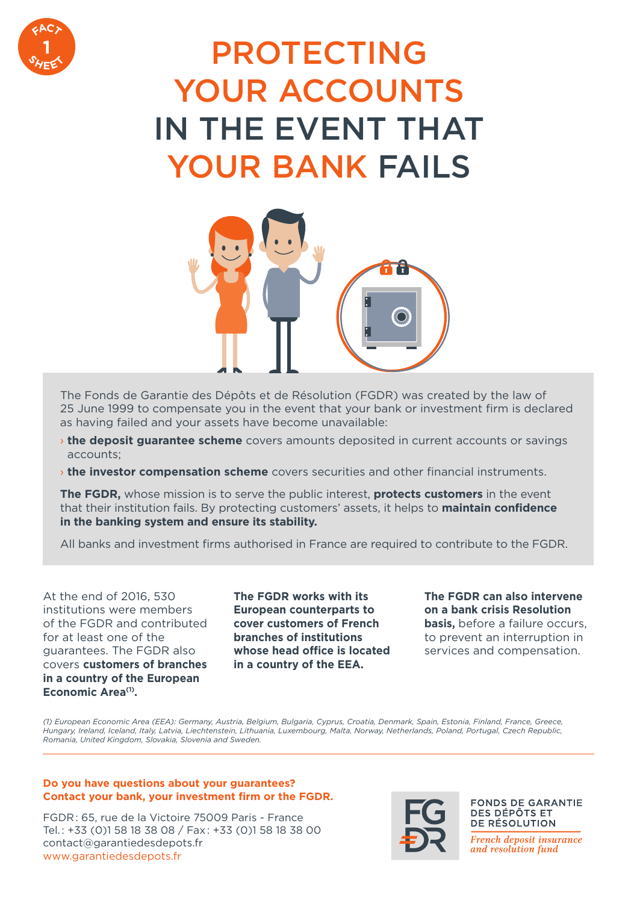FACT 1 SHEET

# PROTECTING YOUR ACCOUNTS IN THE EVENT THAT YOUR BANK FAILS

The Fonds de Garantie des Dépôts et de Résolution (FGDR) was created by the law of 25 June 1999 to compensate you in the event that your bank or investment firm is declared as having failed and your assets have become unavailable:

- **the deposit guarantee scheme** covers amounts deposited in current accounts or savings accounts;
- **the investor compensation scheme** covers securities and other financial instruments.

**The FGDR,** whose mission is to serve the public interest, **protects customers** in the event that their institution fails. By protecting customers' assets, it helps to **maintain confidence in the banking system and ensure its stability.**

All banks and investment firms authorised in France are required to contribute to the FGDR.

At the end of 2016, 530 institutions were members of the FGDR and contributed for at least one of the guarantees. The FGDR also covers **customers of branches in a country of the European Economic Area[1].**

**The FGDR works with its European counterparts to cover customers of French branches of institutions whose head office is located in a country of the EEA.**

**The FGDR can also intervene on a bank crisis Resolution basis,** before a failure occurs, to prevent an interruption in services and compensation.

*(1) European Economic Area (EEA): Germany, Austria, Belgium, Bulgaria, Cyprus, Croatia, Denmark, Spain, Estonia, Finland, France, Greece, Hungary, Ireland, Iceland, Italy, Latvia, Liechtenstein, Lithuania, Luxembourg, Malta, Norway, Netherlands, Poland, Portugal, Czech Republic, Romania, United Kingdom, Slovakia, Slovenia and Sweden.*

---

**Do you have questions about your guarantees?**
**Contact your bank, your investment firm or the FGDR.**

FGDR: 65, rue de la Victoire 75009 Paris - France
Tel.: +33 (0)1 58 18 38 08 / Fax: +33 (0)1 58 18 38 00
contact@garantiedesdepots.fr
www.garantiedesdepots.fr

FONDS DE GARANTIE DES DÉPÔTS ET DE RÉSOLUTION
*French deposit insurance and resolution fund*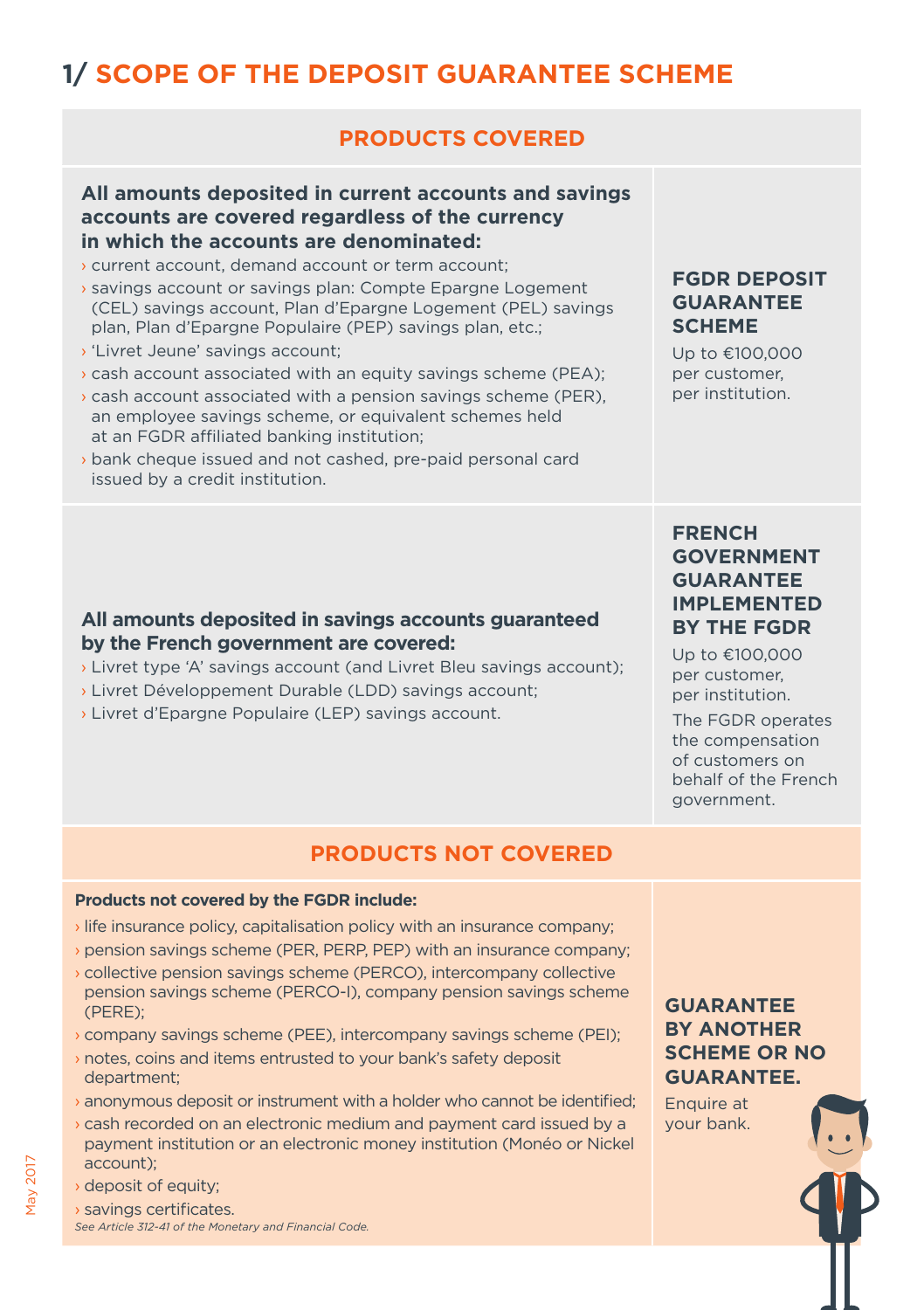# 1/ SCOPE OF THE DEPOSIT GUARANTEE SCHEME

## PRODUCTS COVERED

**All amounts deposited in current accounts and savings accounts are covered regardless of the currency in which the accounts are denominated:**

- current account, demand account or term account;
- savings account or savings plan: Compte Epargne Logement (CEL) savings account, Plan d'Epargne Logement (PEL) savings plan, Plan d'Epargne Populaire (PEP) savings plan, etc.;
- 'Livret Jeune' savings account;
- cash account associated with an equity savings scheme (PEA);
- cash account associated with a pension savings scheme (PER), an employee savings scheme, or equivalent schemes held at an FGDR affiliated banking institution;
- bank cheque issued and not cashed, pre-paid personal card issued by a credit institution.

**FGDR DEPOSIT GUARANTEE SCHEME**

Up to €100,000 per customer, per institution.

**All amounts deposited in savings accounts guaranteed by the French government are covered:**

- Livret type 'A' savings account (and Livret Bleu savings account);
- Livret Développement Durable (LDD) savings account;
- Livret d'Epargne Populaire (LEP) savings account.

**FRENCH GOVERNMENT GUARANTEE IMPLEMENTED BY THE FGDR**

Up to €100,000 per customer, per institution.

The FGDR operates the compensation of customers on behalf of the French government.

## PRODUCTS NOT COVERED

**Products not covered by the FGDR include:**

- life insurance policy, capitalisation policy with an insurance company;
- pension savings scheme (PER, PERP, PEP) with an insurance company;
- collective pension savings scheme (PERCO), intercompany collective pension savings scheme (PERCO-I), company pension savings scheme (PERE);
- company savings scheme (PEE), intercompany savings scheme (PEI);
- notes, coins and items entrusted to your bank's safety deposit department;
- anonymous deposit or instrument with a holder who cannot be identified;
- cash recorded on an electronic medium and payment card issued by a payment institution or an electronic money institution (Monéo or Nickel account);
- deposit of equity;
- savings certificates.

*See Article 312-41 of the Monetary and Financial Code.*

**GUARANTEE BY ANOTHER SCHEME OR NO GUARANTEE.**

Enquire at your bank.

May 2017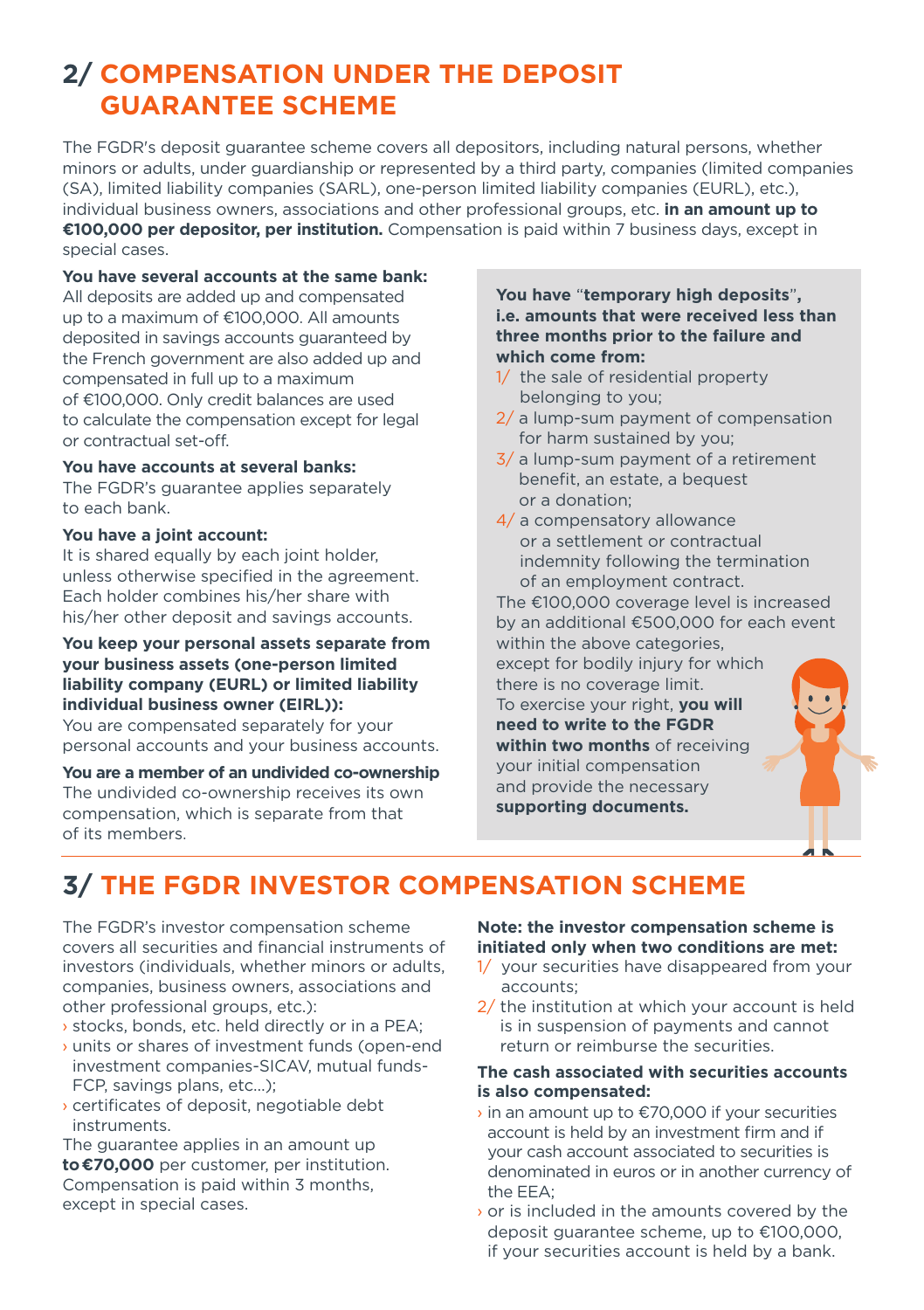## 2/ COMPENSATION UNDER THE DEPOSIT GUARANTEE SCHEME

The FGDR's deposit guarantee scheme covers all depositors, including natural persons, whether minors or adults, under guardianship or represented by a third party, companies (limited companies (SA), limited liability companies (SARL), one-person limited liability companies (EURL), etc.), individual business owners, associations and other professional groups, etc. **in an amount up to €100,000 per depositor, per institution.** Compensation is paid within 7 business days, except in special cases.

**You have several accounts at the same bank:**
All deposits are added up and compensated up to a maximum of €100,000. All amounts deposited in savings accounts guaranteed by the French government are also added up and compensated in full up to a maximum of €100,000. Only credit balances are used to calculate the compensation except for legal or contractual set-off.

**You have accounts at several banks:**
The FGDR's guarantee applies separately to each bank.

**You have a joint account:**
It is shared equally by each joint holder, unless otherwise specified in the agreement. Each holder combines his/her share with his/her other deposit and savings accounts.

**You keep your personal assets separate from your business assets (one-person limited liability company (EURL) or limited liability individual business owner (EIRL)):**
You are compensated separately for your personal accounts and your business accounts.

**You are a member of an undivided co-ownership**
The undivided co-ownership receives its own compensation, which is separate from that of its members.

**You have "temporary high deposits", i.e. amounts that were received less than three months prior to the failure and which come from:**

1/ the sale of residential property belonging to you;
2/ a lump-sum payment of compensation for harm sustained by you;
3/ a lump-sum payment of a retirement benefit, an estate, a bequest or a donation;
4/ a compensatory allowance or a settlement or contractual indemnity following the termination of an employment contract.

The €100,000 coverage level is increased by an additional €500,000 for each event within the above categories, except for bodily injury for which there is no coverage limit.
To exercise your right, **you will need to write to the FGDR within two months** of receiving your initial compensation and provide the necessary **supporting documents.**

## 3/ THE FGDR INVESTOR COMPENSATION SCHEME

The FGDR's investor compensation scheme covers all securities and financial instruments of investors (individuals, whether minors or adults, companies, business owners, associations and other professional groups, etc.):

- stocks, bonds, etc. held directly or in a PEA;
- units or shares of investment funds (open-end investment companies-SICAV, mutual funds-FCP, savings plans, etc...);
- certificates of deposit, negotiable debt instruments.

The guarantee applies in an amount up **to €70,000** per customer, per institution. Compensation is paid within 3 months, except in special cases.

**Note: the investor compensation scheme is initiated only when two conditions are met:**

1/ your securities have disappeared from your accounts;
2/ the institution at which your account is held is in suspension of payments and cannot return or reimburse the securities.

**The cash associated with securities accounts is also compensated:**

- in an amount up to €70,000 if your securities account is held by an investment firm and if your cash account associated to securities is denominated in euros or in another currency of the EEA;
- or is included in the amounts covered by the deposit guarantee scheme, up to €100,000, if your securities account is held by a bank.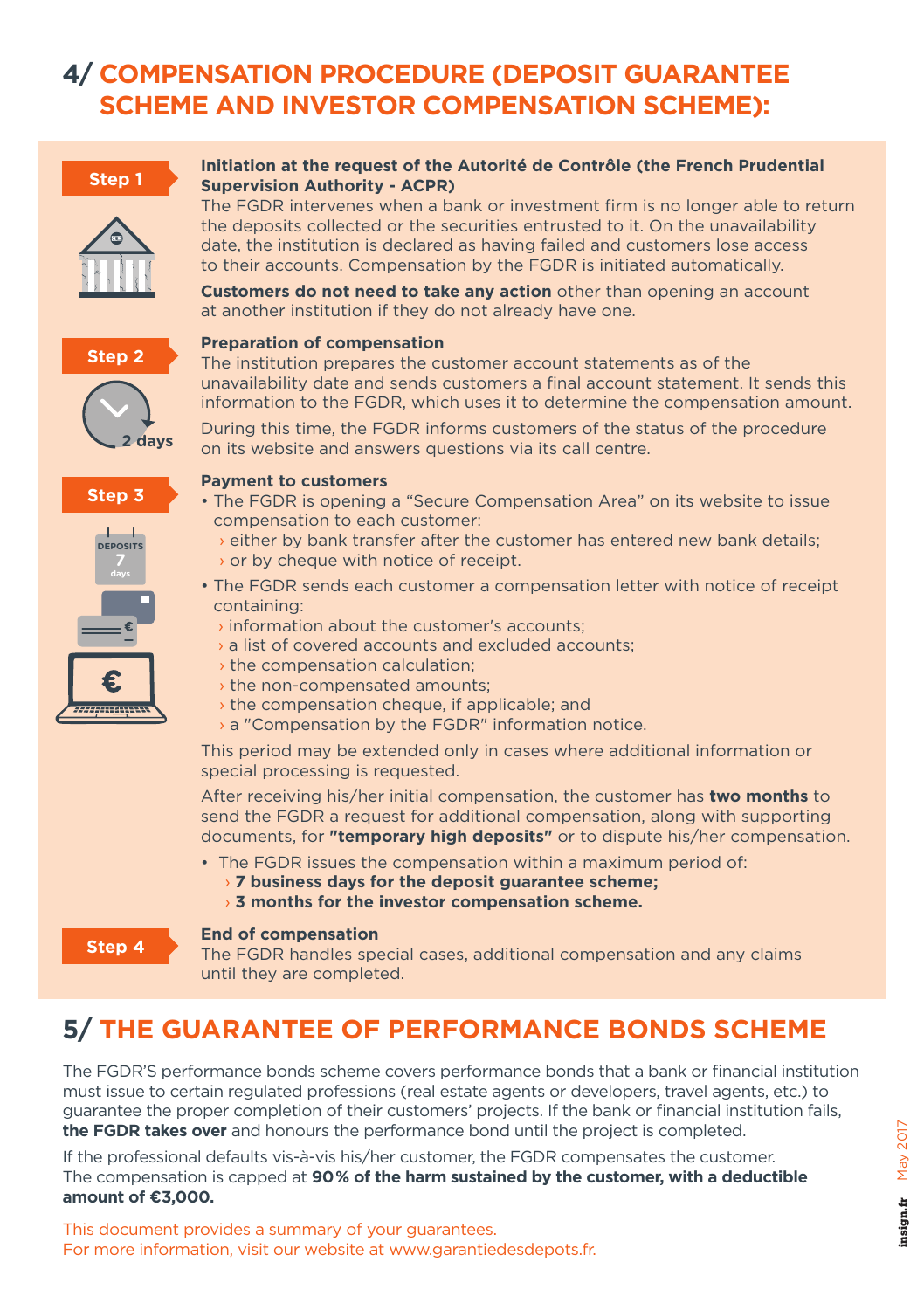## 4/ COMPENSATION PROCEDURE (DEPOSIT GUARANTEE SCHEME AND INVESTOR COMPENSATION SCHEME):

**Step 1**

**Initiation at the request of the Autorité de Contrôle (the French Prudential Supervision Authority - ACPR)**

The FGDR intervenes when a bank or investment firm is no longer able to return the deposits collected or the securities entrusted to it. On the unavailability date, the institution is declared as having failed and customers lose access to their accounts. Compensation by the FGDR is initiated automatically.

**Customers do not need to take any action** other than opening an account at another institution if they do not already have one.

**Step 2**

2 days

**Preparation of compensation**

The institution prepares the customer account statements as of the unavailability date and sends customers a final account statement. It sends this information to the FGDR, which uses it to determine the compensation amount.

During this time, the FGDR informs customers of the status of the procedure on its website and answers questions via its call centre.

**Step 3**

DEPOSITS 7 days

**Payment to customers**

- The FGDR is opening a "Secure Compensation Area" on its website to issue compensation to each customer:
  - either by bank transfer after the customer has entered new bank details;
  - or by cheque with notice of receipt.
- The FGDR sends each customer a compensation letter with notice of receipt containing:
  - information about the customer's accounts;
  - a list of covered accounts and excluded accounts;
  - the compensation calculation;
  - the non-compensated amounts;
  - the compensation cheque, if applicable; and
  - a "Compensation by the FGDR" information notice.

This period may be extended only in cases where additional information or special processing is requested.

After receiving his/her initial compensation, the customer has **two months** to send the FGDR a request for additional compensation, along with supporting documents, for **"temporary high deposits"** or to dispute his/her compensation.

- The FGDR issues the compensation within a maximum period of:
  - **7 business days for the deposit guarantee scheme;**
  - **3 months for the investor compensation scheme.**

**Step 4**

**End of compensation**

The FGDR handles special cases, additional compensation and any claims until they are completed.

## 5/ THE GUARANTEE OF PERFORMANCE BONDS SCHEME

The FGDR'S performance bonds scheme covers performance bonds that a bank or financial institution must issue to certain regulated professions (real estate agents or developers, travel agents, etc.) to guarantee the proper completion of their customers' projects. If the bank or financial institution fails, **the FGDR takes over** and honours the performance bond until the project is completed.

If the professional defaults vis-à-vis his/her customer, the FGDR compensates the customer. The compensation is capped at **90% of the harm sustained by the customer, with a deductible amount of €3,000.**

This document provides a summary of your guarantees.
For more information, visit our website at www.garantiedesdepots.fr.

insign.fr May 2017